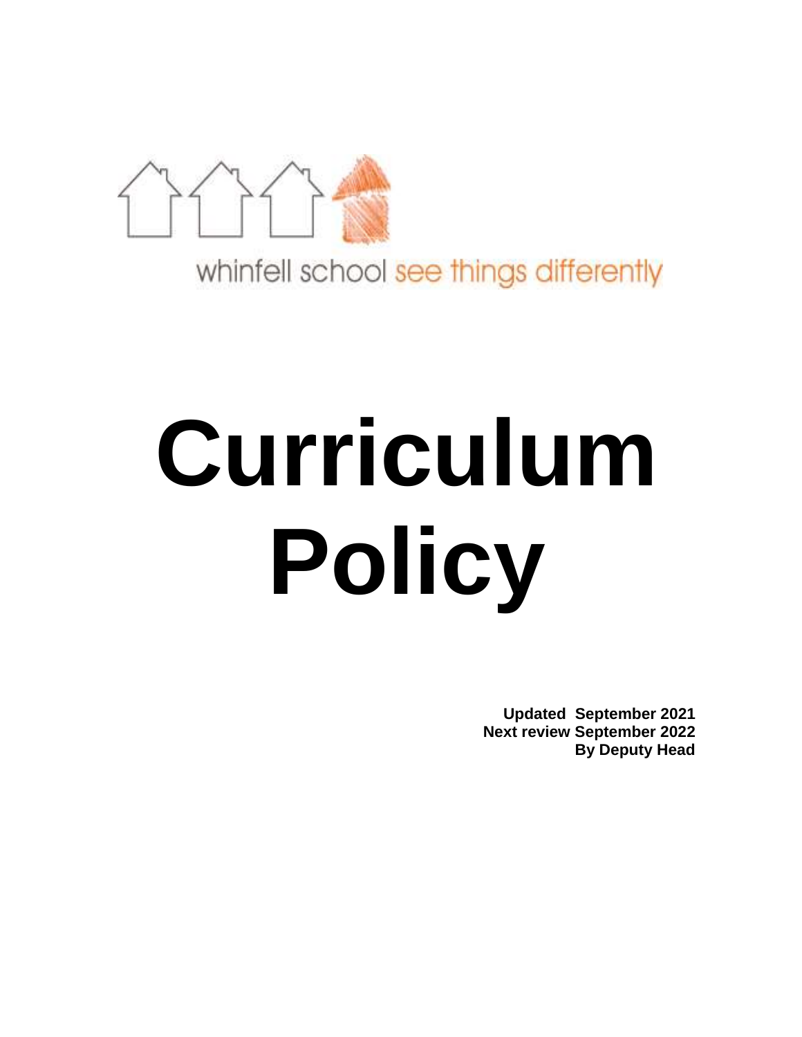whinfell school see things differently

# Curriculum Policy

**Updated September 2021**
**Next review September 2022**
**By Deputy Head**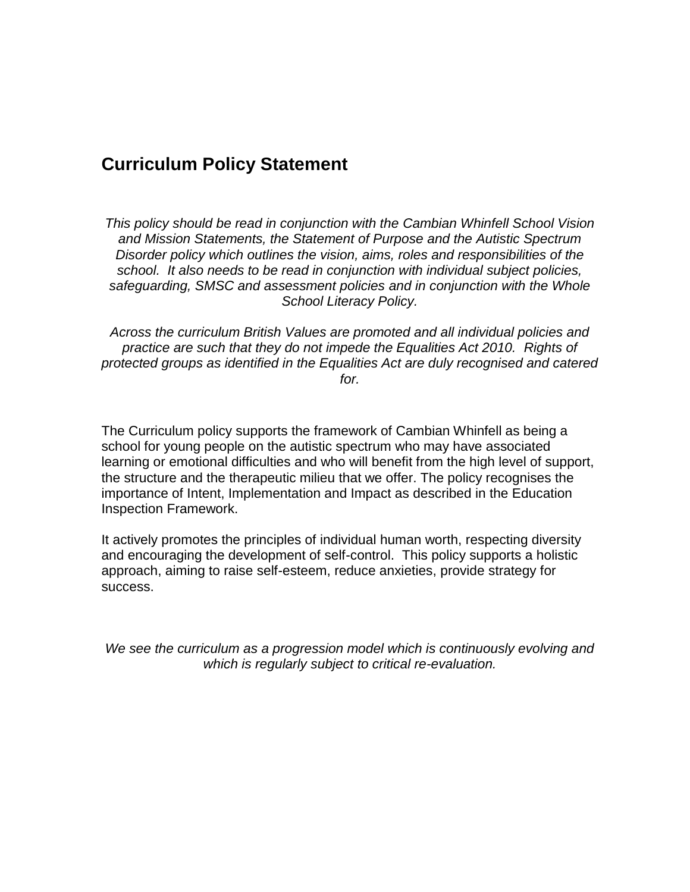# Curriculum Policy Statement

*This policy should be read in conjunction with the Cambian Whinfell School Vision and Mission Statements, the Statement of Purpose and the Autistic Spectrum Disorder policy which outlines the vision, aims, roles and responsibilities of the school. It also needs to be read in conjunction with individual subject policies, safeguarding, SMSC and assessment policies and in conjunction with the Whole School Literacy Policy.*

*Across the curriculum British Values are promoted and all individual policies and practice are such that they do not impede the Equalities Act 2010. Rights of protected groups as identified in the Equalities Act are duly recognised and catered for.*

The Curriculum policy supports the framework of Cambian Whinfell as being a school for young people on the autistic spectrum who may have associated learning or emotional difficulties and who will benefit from the high level of support, the structure and the therapeutic milieu that we offer. The policy recognises the importance of Intent, Implementation and Impact as described in the Education Inspection Framework.

It actively promotes the principles of individual human worth, respecting diversity and encouraging the development of self-control. This policy supports a holistic approach, aiming to raise self-esteem, reduce anxieties, provide strategy for success.

*We see the curriculum as a progression model which is continuously evolving and which is regularly subject to critical re-evaluation.*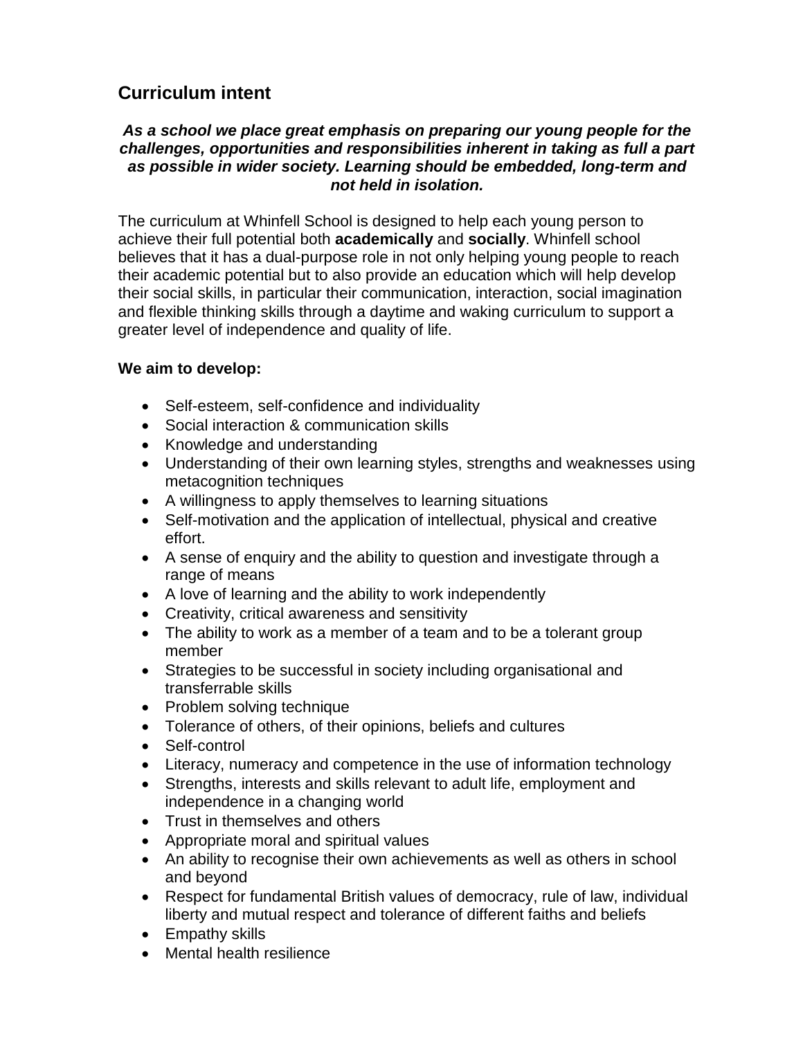## Curriculum intent

***As a school we place great emphasis on preparing our young people for the challenges, opportunities and responsibilities inherent in taking as full a part as possible in wider society. Learning should be embedded, long-term and not held in isolation.***

The curriculum at Whinfell School is designed to help each young person to achieve their full potential both **academically** and **socially**. Whinfell school believes that it has a dual-purpose role in not only helping young people to reach their academic potential but to also provide an education which will help develop their social skills, in particular their communication, interaction, social imagination and flexible thinking skills through a daytime and waking curriculum to support a greater level of independence and quality of life.

**We aim to develop:**

- Self-esteem, self-confidence and individuality
- Social interaction & communication skills
- Knowledge and understanding
- Understanding of their own learning styles, strengths and weaknesses using metacognition techniques
- A willingness to apply themselves to learning situations
- Self-motivation and the application of intellectual, physical and creative effort.
- A sense of enquiry and the ability to question and investigate through a range of means
- A love of learning and the ability to work independently
- Creativity, critical awareness and sensitivity
- The ability to work as a member of a team and to be a tolerant group member
- Strategies to be successful in society including organisational and transferrable skills
- Problem solving technique
- Tolerance of others, of their opinions, beliefs and cultures
- Self-control
- Literacy, numeracy and competence in the use of information technology
- Strengths, interests and skills relevant to adult life, employment and independence in a changing world
- Trust in themselves and others
- Appropriate moral and spiritual values
- An ability to recognise their own achievements as well as others in school and beyond
- Respect for fundamental British values of democracy, rule of law, individual liberty and mutual respect and tolerance of different faiths and beliefs
- Empathy skills
- Mental health resilience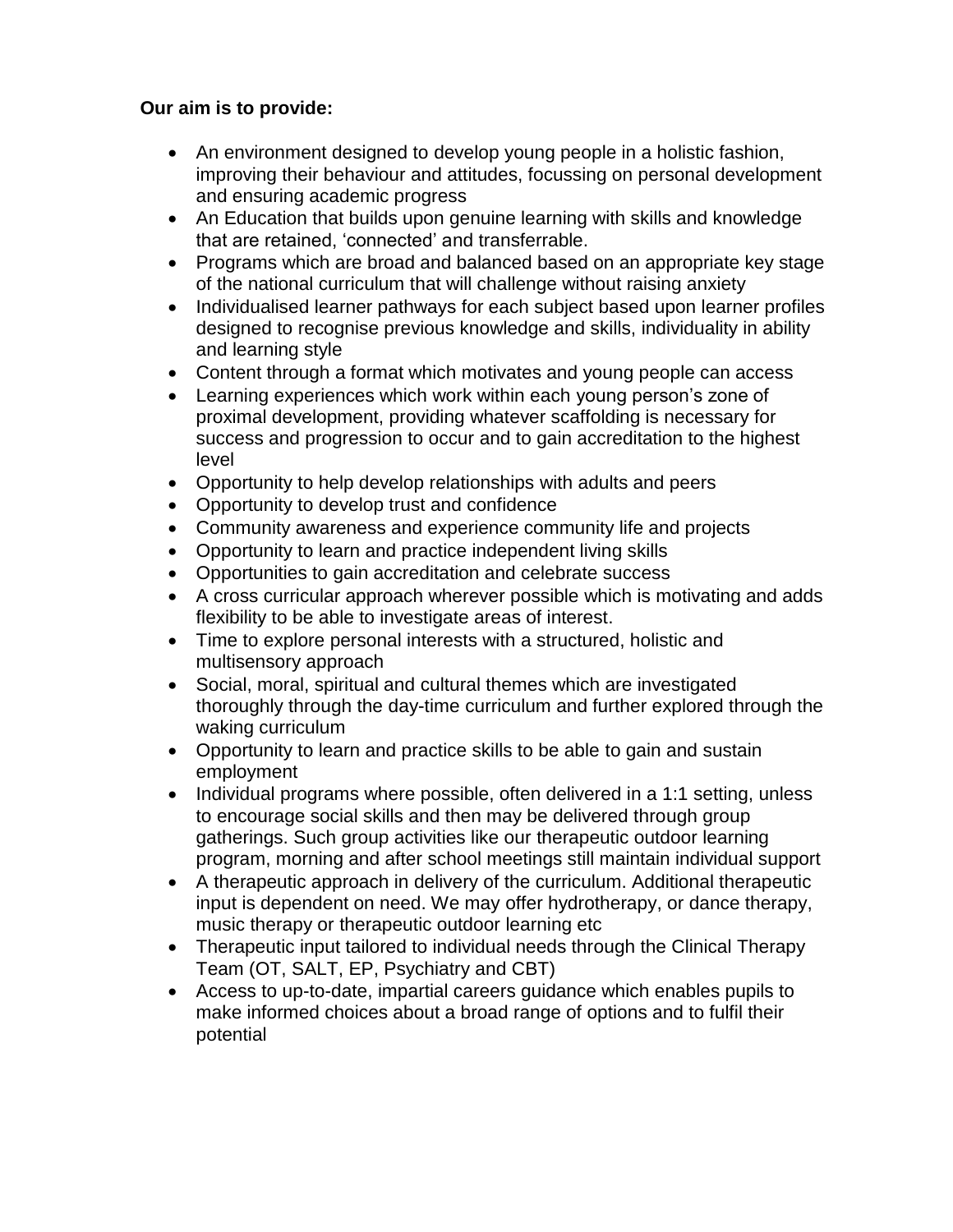**Our aim is to provide:**

- An environment designed to develop young people in a holistic fashion, improving their behaviour and attitudes, focussing on personal development and ensuring academic progress
- An Education that builds upon genuine learning with skills and knowledge that are retained, 'connected' and transferrable.
- Programs which are broad and balanced based on an appropriate key stage of the national curriculum that will challenge without raising anxiety
- Individualised learner pathways for each subject based upon learner profiles designed to recognise previous knowledge and skills, individuality in ability and learning style
- Content through a format which motivates and young people can access
- Learning experiences which work within each young person's zone of proximal development, providing whatever scaffolding is necessary for success and progression to occur and to gain accreditation to the highest level
- Opportunity to help develop relationships with adults and peers
- Opportunity to develop trust and confidence
- Community awareness and experience community life and projects
- Opportunity to learn and practice independent living skills
- Opportunities to gain accreditation and celebrate success
- A cross curricular approach wherever possible which is motivating and adds flexibility to be able to investigate areas of interest.
- Time to explore personal interests with a structured, holistic and multisensory approach
- Social, moral, spiritual and cultural themes which are investigated thoroughly through the day-time curriculum and further explored through the waking curriculum
- Opportunity to learn and practice skills to be able to gain and sustain employment
- Individual programs where possible, often delivered in a 1:1 setting, unless to encourage social skills and then may be delivered through group gatherings. Such group activities like our therapeutic outdoor learning program, morning and after school meetings still maintain individual support
- A therapeutic approach in delivery of the curriculum. Additional therapeutic input is dependent on need. We may offer hydrotherapy, or dance therapy, music therapy or therapeutic outdoor learning etc
- Therapeutic input tailored to individual needs through the Clinical Therapy Team (OT, SALT, EP, Psychiatry and CBT)
- Access to up-to-date, impartial careers guidance which enables pupils to make informed choices about a broad range of options and to fulfil their potential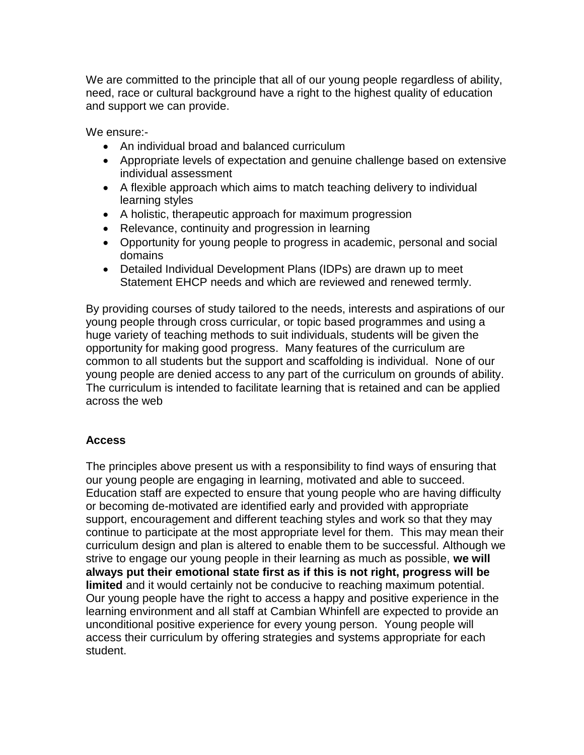We are committed to the principle that all of our young people regardless of ability, need, race or cultural background have a right to the highest quality of education and support we can provide.

We ensure:-

- An individual broad and balanced curriculum
- Appropriate levels of expectation and genuine challenge based on extensive individual assessment
- A flexible approach which aims to match teaching delivery to individual learning styles
- A holistic, therapeutic approach for maximum progression
- Relevance, continuity and progression in learning
- Opportunity for young people to progress in academic, personal and social domains
- Detailed Individual Development Plans (IDPs) are drawn up to meet Statement EHCP needs and which are reviewed and renewed termly.

By providing courses of study tailored to the needs, interests and aspirations of our young people through cross curricular, or topic based programmes and using a huge variety of teaching methods to suit individuals, students will be given the opportunity for making good progress. Many features of the curriculum are common to all students but the support and scaffolding is individual. None of our young people are denied access to any part of the curriculum on grounds of ability. The curriculum is intended to facilitate learning that is retained and can be applied across the web

**Access**

The principles above present us with a responsibility to find ways of ensuring that our young people are engaging in learning, motivated and able to succeed. Education staff are expected to ensure that young people who are having difficulty or becoming de-motivated are identified early and provided with appropriate support, encouragement and different teaching styles and work so that they may continue to participate at the most appropriate level for them. This may mean their curriculum design and plan is altered to enable them to be successful. Although we strive to engage our young people in their learning as much as possible, **we will always put their emotional state first as if this is not right, progress will be limited** and it would certainly not be conducive to reaching maximum potential. Our young people have the right to access a happy and positive experience in the learning environment and all staff at Cambian Whinfell are expected to provide an unconditional positive experience for every young person. Young people will access their curriculum by offering strategies and systems appropriate for each student.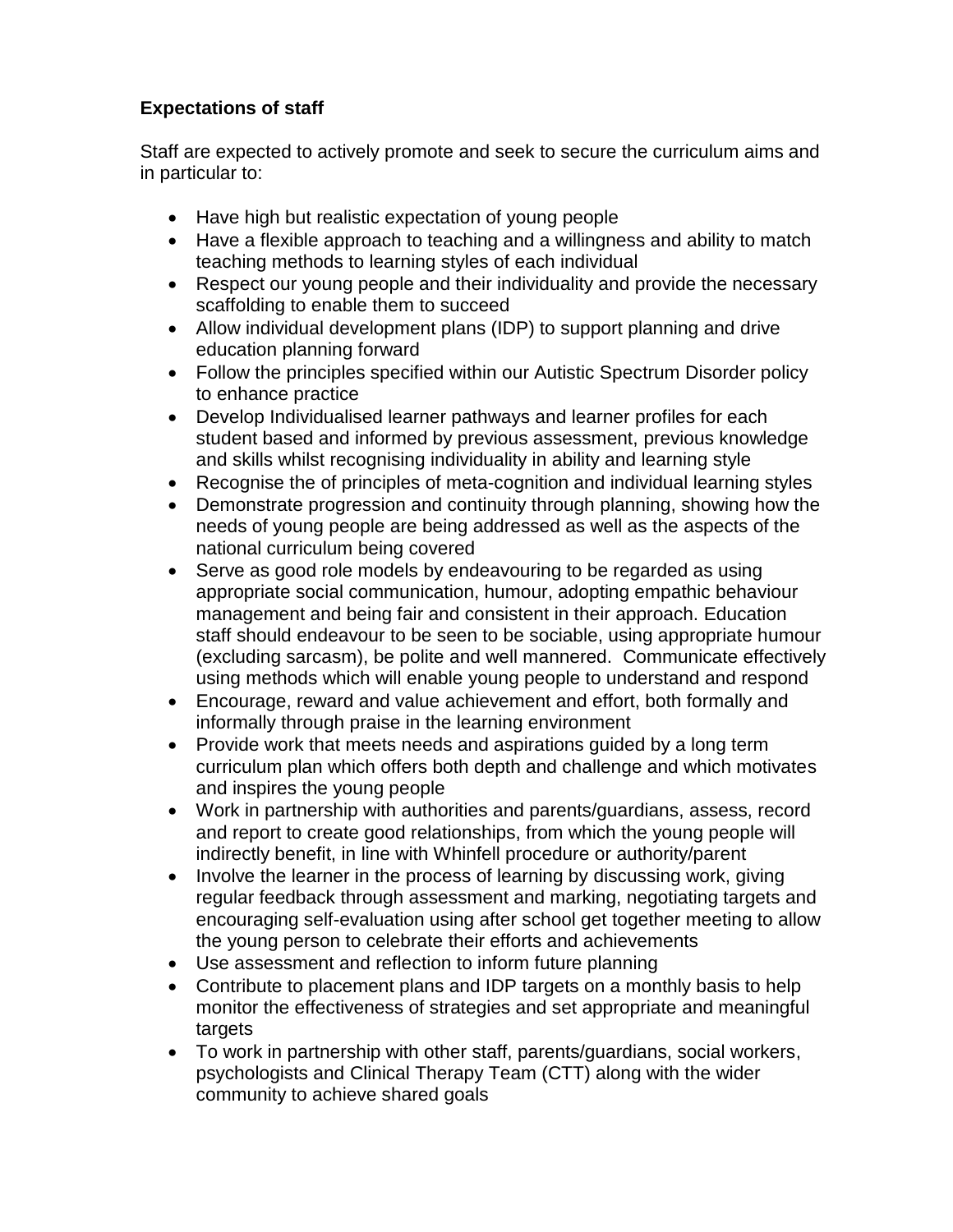**Expectations of staff**

Staff are expected to actively promote and seek to secure the curriculum aims and in particular to:

- Have high but realistic expectation of young people
- Have a flexible approach to teaching and a willingness and ability to match teaching methods to learning styles of each individual
- Respect our young people and their individuality and provide the necessary scaffolding to enable them to succeed
- Allow individual development plans (IDP) to support planning and drive education planning forward
- Follow the principles specified within our Autistic Spectrum Disorder policy to enhance practice
- Develop Individualised learner pathways and learner profiles for each student based and informed by previous assessment, previous knowledge and skills whilst recognising individuality in ability and learning style
- Recognise the of principles of meta-cognition and individual learning styles
- Demonstrate progression and continuity through planning, showing how the needs of young people are being addressed as well as the aspects of the national curriculum being covered
- Serve as good role models by endeavouring to be regarded as using appropriate social communication, humour, adopting empathic behaviour management and being fair and consistent in their approach. Education staff should endeavour to be seen to be sociable, using appropriate humour (excluding sarcasm), be polite and well mannered. Communicate effectively using methods which will enable young people to understand and respond
- Encourage, reward and value achievement and effort, both formally and informally through praise in the learning environment
- Provide work that meets needs and aspirations guided by a long term curriculum plan which offers both depth and challenge and which motivates and inspires the young people
- Work in partnership with authorities and parents/guardians, assess, record and report to create good relationships, from which the young people will indirectly benefit, in line with Whinfell procedure or authority/parent
- Involve the learner in the process of learning by discussing work, giving regular feedback through assessment and marking, negotiating targets and encouraging self-evaluation using after school get together meeting to allow the young person to celebrate their efforts and achievements
- Use assessment and reflection to inform future planning
- Contribute to placement plans and IDP targets on a monthly basis to help monitor the effectiveness of strategies and set appropriate and meaningful targets
- To work in partnership with other staff, parents/guardians, social workers, psychologists and Clinical Therapy Team (CTT) along with the wider community to achieve shared goals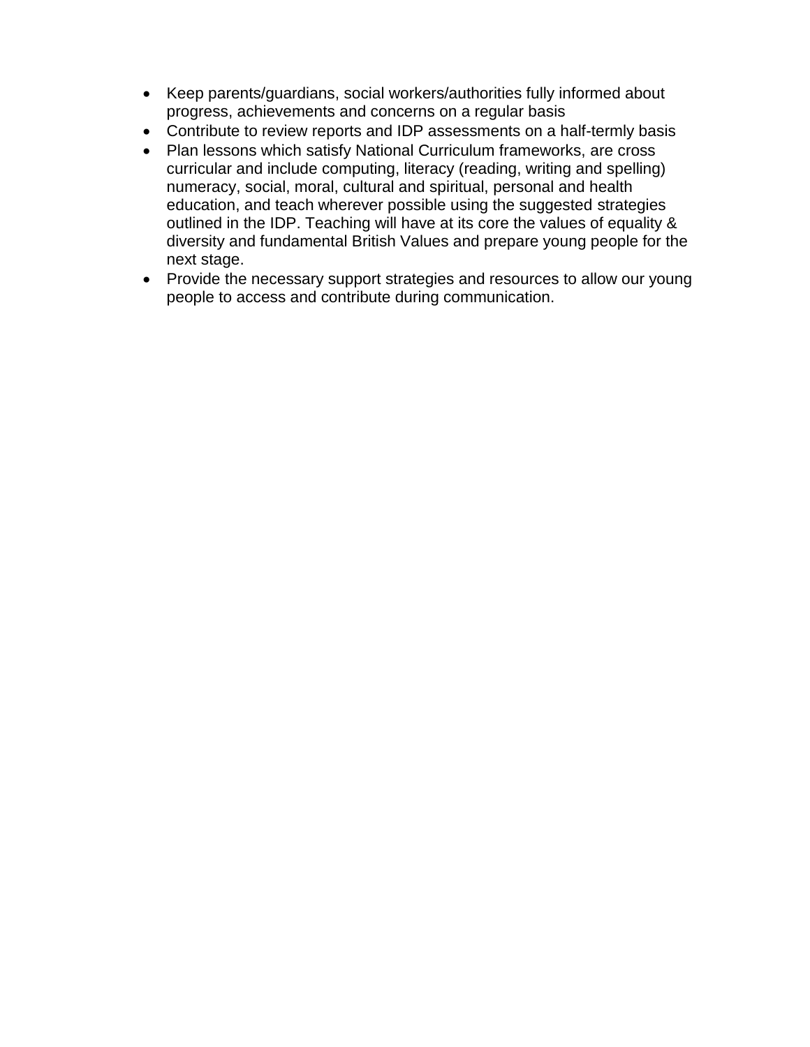- Keep parents/guardians, social workers/authorities fully informed about progress, achievements and concerns on a regular basis
- Contribute to review reports and IDP assessments on a half-termly basis
- Plan lessons which satisfy National Curriculum frameworks, are cross curricular and include computing, literacy (reading, writing and spelling) numeracy, social, moral, cultural and spiritual, personal and health education, and teach wherever possible using the suggested strategies outlined in the IDP. Teaching will have at its core the values of equality & diversity and fundamental British Values and prepare young people for the next stage.
- Provide the necessary support strategies and resources to allow our young people to access and contribute during communication.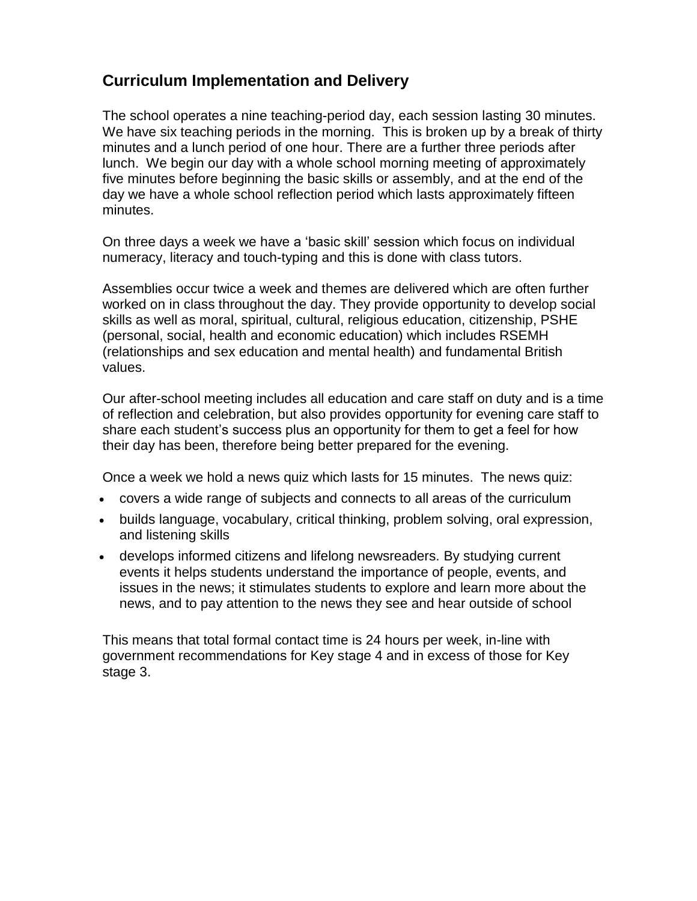## Curriculum Implementation and Delivery

The school operates a nine teaching-period day, each session lasting 30 minutes. We have six teaching periods in the morning. This is broken up by a break of thirty minutes and a lunch period of one hour. There are a further three periods after lunch. We begin our day with a whole school morning meeting of approximately five minutes before beginning the basic skills or assembly, and at the end of the day we have a whole school reflection period which lasts approximately fifteen minutes.

On three days a week we have a 'basic skill' session which focus on individual numeracy, literacy and touch-typing and this is done with class tutors.

Assemblies occur twice a week and themes are delivered which are often further worked on in class throughout the day. They provide opportunity to develop social skills as well as moral, spiritual, cultural, religious education, citizenship, PSHE (personal, social, health and economic education) which includes RSEMH (relationships and sex education and mental health) and fundamental British values.

Our after-school meeting includes all education and care staff on duty and is a time of reflection and celebration, but also provides opportunity for evening care staff to share each student's success plus an opportunity for them to get a feel for how their day has been, therefore being better prepared for the evening.

Once a week we hold a news quiz which lasts for 15 minutes. The news quiz:

- covers a wide range of subjects and connects to all areas of the curriculum
- builds language, vocabulary, critical thinking, problem solving, oral expression, and listening skills
- develops informed citizens and lifelong newsreaders. By studying current events it helps students understand the importance of people, events, and issues in the news; it stimulates students to explore and learn more about the news, and to pay attention to the news they see and hear outside of school

This means that total formal contact time is 24 hours per week, in-line with government recommendations for Key stage 4 and in excess of those for Key stage 3.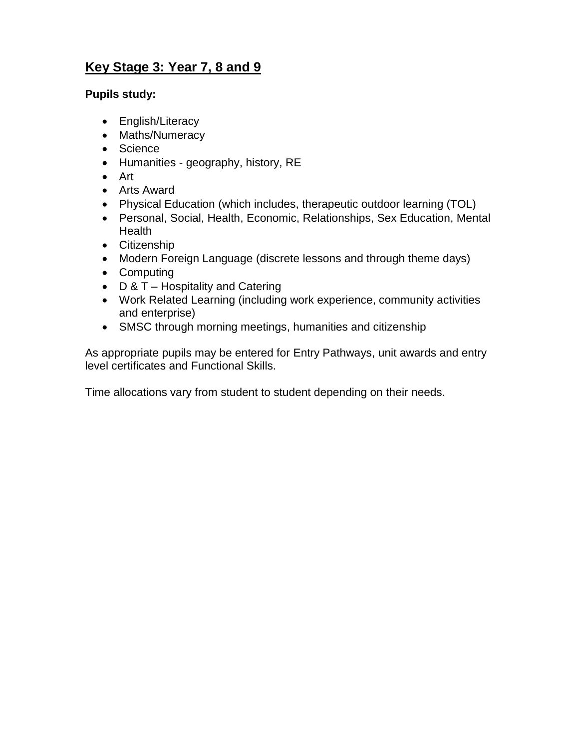## Key Stage 3: Year 7, 8 and 9

**Pupils study:**

- English/Literacy
- Maths/Numeracy
- Science
- Humanities - geography, history, RE
- Art
- Arts Award
- Physical Education (which includes, therapeutic outdoor learning (TOL)
- Personal, Social, Health, Economic, Relationships, Sex Education, Mental Health
- Citizenship
- Modern Foreign Language (discrete lessons and through theme days)
- Computing
- D & T – Hospitality and Catering
- Work Related Learning (including work experience, community activities and enterprise)
- SMSC through morning meetings, humanities and citizenship

As appropriate pupils may be entered for Entry Pathways, unit awards and entry level certificates and Functional Skills.

Time allocations vary from student to student depending on their needs.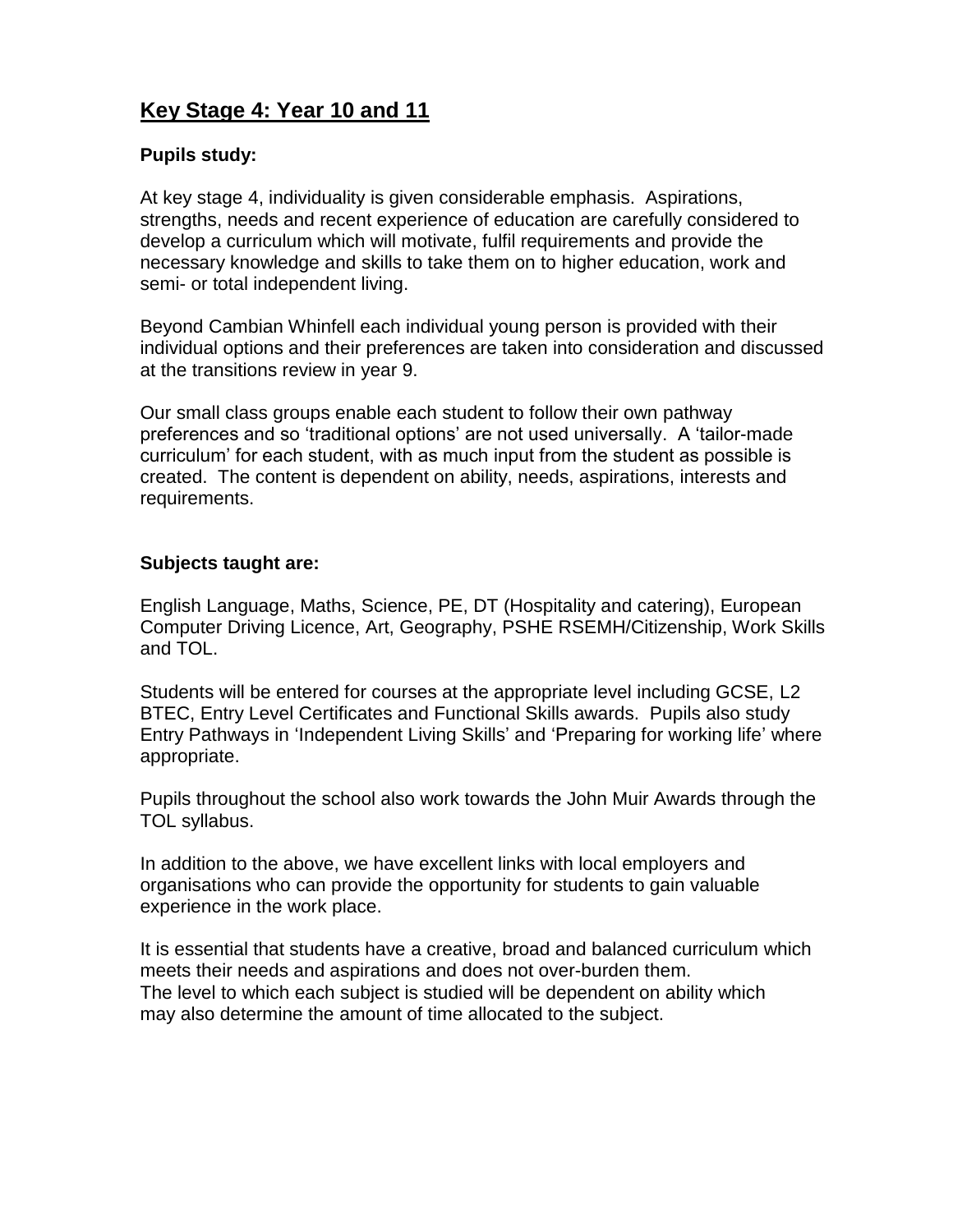## Key Stage 4: Year 10 and 11

**Pupils study:**

At key stage 4, individuality is given considerable emphasis. Aspirations, strengths, needs and recent experience of education are carefully considered to develop a curriculum which will motivate, fulfil requirements and provide the necessary knowledge and skills to take them on to higher education, work and semi- or total independent living.

Beyond Cambian Whinfell each individual young person is provided with their individual options and their preferences are taken into consideration and discussed at the transitions review in year 9.

Our small class groups enable each student to follow their own pathway preferences and so 'traditional options' are not used universally. A 'tailor-made curriculum' for each student, with as much input from the student as possible is created. The content is dependent on ability, needs, aspirations, interests and requirements.

**Subjects taught are:**

English Language, Maths, Science, PE, DT (Hospitality and catering), European Computer Driving Licence, Art, Geography, PSHE RSEMH/Citizenship, Work Skills and TOL.

Students will be entered for courses at the appropriate level including GCSE, L2 BTEC, Entry Level Certificates and Functional Skills awards. Pupils also study Entry Pathways in 'Independent Living Skills' and 'Preparing for working life' where appropriate.

Pupils throughout the school also work towards the John Muir Awards through the TOL syllabus.

In addition to the above, we have excellent links with local employers and organisations who can provide the opportunity for students to gain valuable experience in the work place.

It is essential that students have a creative, broad and balanced curriculum which meets their needs and aspirations and does not over-burden them.
The level to which each subject is studied will be dependent on ability which may also determine the amount of time allocated to the subject.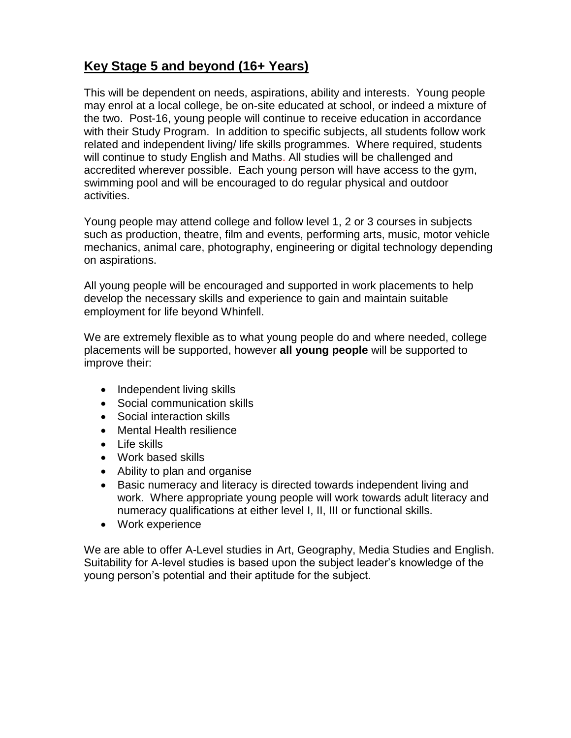## Key Stage 5 and beyond (16+ Years)

This will be dependent on needs, aspirations, ability and interests. Young people may enrol at a local college, be on-site educated at school, or indeed a mixture of the two. Post-16, young people will continue to receive education in accordance with their Study Program. In addition to specific subjects, all students follow work related and independent living/ life skills programmes. Where required, students will continue to study English and Maths. All studies will be challenged and accredited wherever possible. Each young person will have access to the gym, swimming pool and will be encouraged to do regular physical and outdoor activities.

Young people may attend college and follow level 1, 2 or 3 courses in subjects such as production, theatre, film and events, performing arts, music, motor vehicle mechanics, animal care, photography, engineering or digital technology depending on aspirations.

All young people will be encouraged and supported in work placements to help develop the necessary skills and experience to gain and maintain suitable employment for life beyond Whinfell.

We are extremely flexible as to what young people do and where needed, college placements will be supported, however **all young people** will be supported to improve their:

- Independent living skills
- Social communication skills
- Social interaction skills
- Mental Health resilience
- Life skills
- Work based skills
- Ability to plan and organise
- Basic numeracy and literacy is directed towards independent living and work. Where appropriate young people will work towards adult literacy and numeracy qualifications at either level I, II, III or functional skills.
- Work experience

We are able to offer A-Level studies in Art, Geography, Media Studies and English. Suitability for A-level studies is based upon the subject leader's knowledge of the young person's potential and their aptitude for the subject.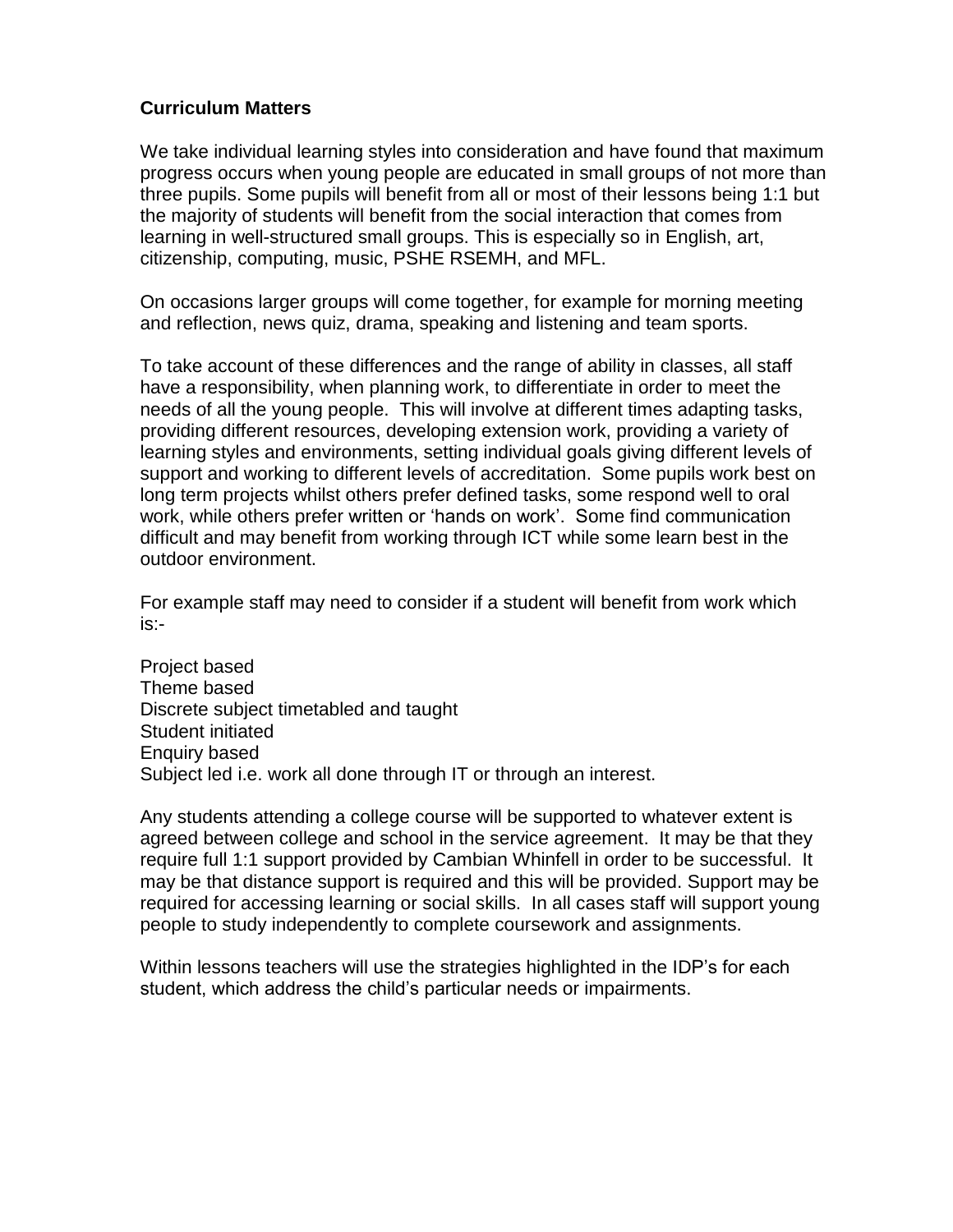**Curriculum Matters**

We take individual learning styles into consideration and have found that maximum progress occurs when young people are educated in small groups of not more than three pupils. Some pupils will benefit from all or most of their lessons being 1:1 but the majority of students will benefit from the social interaction that comes from learning in well-structured small groups. This is especially so in English, art, citizenship, computing, music, PSHE RSEMH, and MFL.

On occasions larger groups will come together, for example for morning meeting and reflection, news quiz, drama, speaking and listening and team sports.

To take account of these differences and the range of ability in classes, all staff have a responsibility, when planning work, to differentiate in order to meet the needs of all the young people. This will involve at different times adapting tasks, providing different resources, developing extension work, providing a variety of learning styles and environments, setting individual goals giving different levels of support and working to different levels of accreditation. Some pupils work best on long term projects whilst others prefer defined tasks, some respond well to oral work, while others prefer written or 'hands on work'. Some find communication difficult and may benefit from working through ICT while some learn best in the outdoor environment.

For example staff may need to consider if a student will benefit from work which is:-

Project based
Theme based
Discrete subject timetabled and taught
Student initiated
Enquiry based
Subject led i.e. work all done through IT or through an interest.

Any students attending a college course will be supported to whatever extent is agreed between college and school in the service agreement. It may be that they require full 1:1 support provided by Cambian Whinfell in order to be successful. It may be that distance support is required and this will be provided. Support may be required for accessing learning or social skills. In all cases staff will support young people to study independently to complete coursework and assignments.

Within lessons teachers will use the strategies highlighted in the IDP's for each student, which address the child's particular needs or impairments.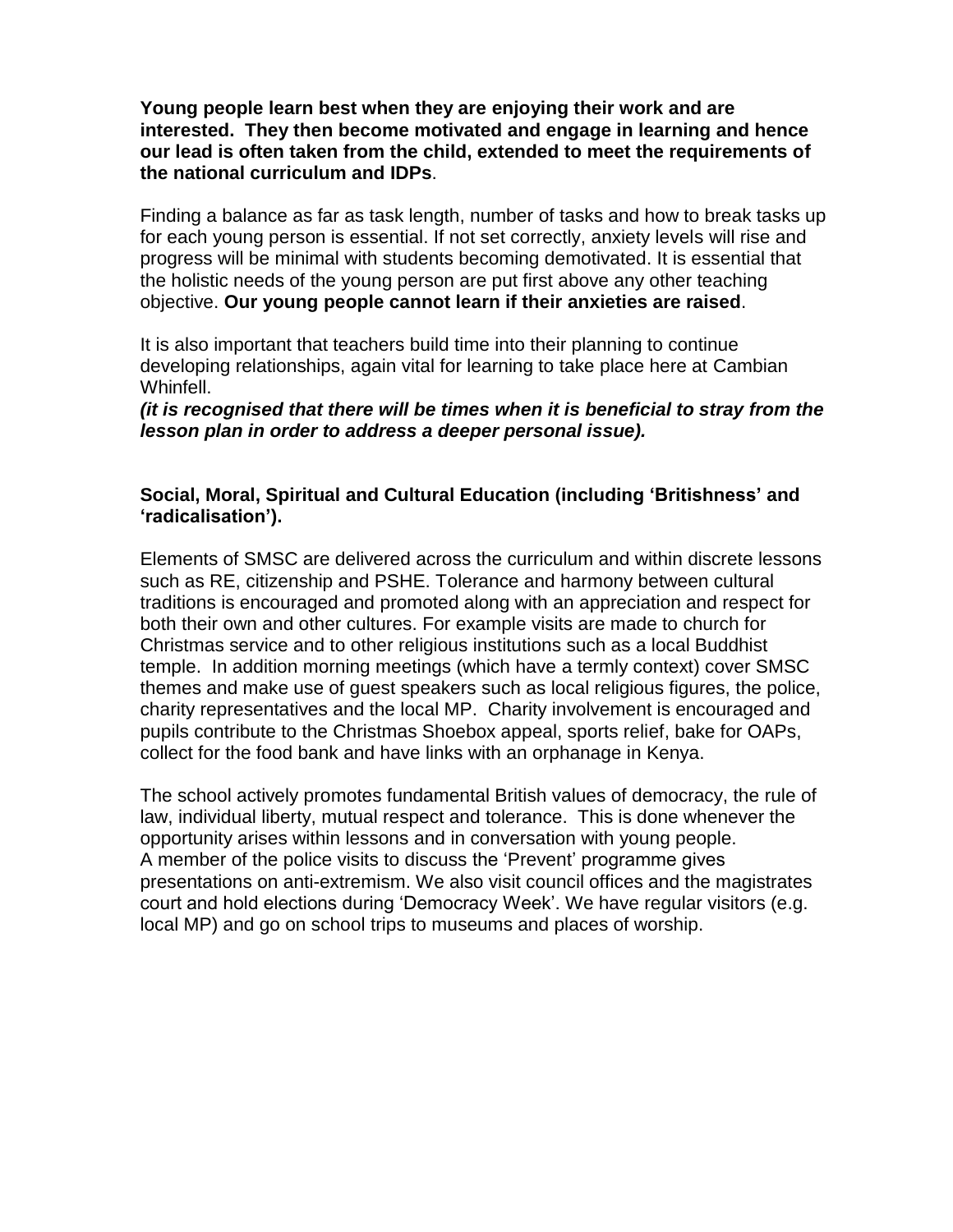**Young people learn best when they are enjoying their work and are interested. They then become motivated and engage in learning and hence our lead is often taken from the child, extended to meet the requirements of the national curriculum and IDPs**.

Finding a balance as far as task length, number of tasks and how to break tasks up for each young person is essential. If not set correctly, anxiety levels will rise and progress will be minimal with students becoming demotivated. It is essential that the holistic needs of the young person are put first above any other teaching objective. **Our young people cannot learn if their anxieties are raised**.

It is also important that teachers build time into their planning to continue developing relationships, again vital for learning to take place here at Cambian Whinfell.

***(it is recognised that there will be times when it is beneficial to stray from the lesson plan in order to address a deeper personal issue).***

**Social, Moral, Spiritual and Cultural Education (including 'Britishness' and 'radicalisation').**

Elements of SMSC are delivered across the curriculum and within discrete lessons such as RE, citizenship and PSHE. Tolerance and harmony between cultural traditions is encouraged and promoted along with an appreciation and respect for both their own and other cultures. For example visits are made to church for Christmas service and to other religious institutions such as a local Buddhist temple. In addition morning meetings (which have a termly context) cover SMSC themes and make use of guest speakers such as local religious figures, the police, charity representatives and the local MP. Charity involvement is encouraged and pupils contribute to the Christmas Shoebox appeal, sports relief, bake for OAPs, collect for the food bank and have links with an orphanage in Kenya.

The school actively promotes fundamental British values of democracy, the rule of law, individual liberty, mutual respect and tolerance. This is done whenever the opportunity arises within lessons and in conversation with young people. A member of the police visits to discuss the 'Prevent' programme gives presentations on anti-extremism. We also visit council offices and the magistrates court and hold elections during 'Democracy Week'. We have regular visitors (e.g. local MP) and go on school trips to museums and places of worship.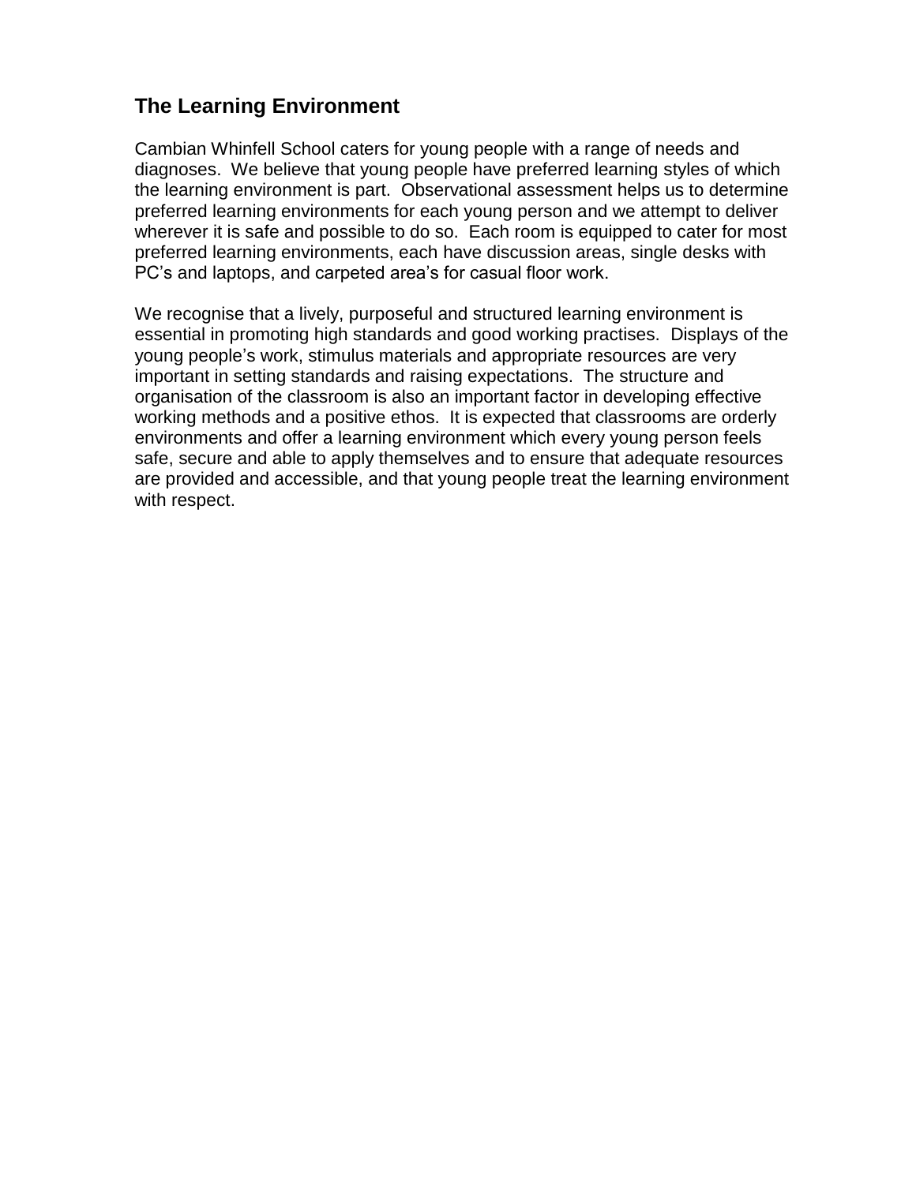## The Learning Environment

Cambian Whinfell School caters for young people with a range of needs and diagnoses. We believe that young people have preferred learning styles of which the learning environment is part. Observational assessment helps us to determine preferred learning environments for each young person and we attempt to deliver wherever it is safe and possible to do so. Each room is equipped to cater for most preferred learning environments, each have discussion areas, single desks with PC's and laptops, and carpeted area's for casual floor work.

We recognise that a lively, purposeful and structured learning environment is essential in promoting high standards and good working practises. Displays of the young people's work, stimulus materials and appropriate resources are very important in setting standards and raising expectations. The structure and organisation of the classroom is also an important factor in developing effective working methods and a positive ethos. It is expected that classrooms are orderly environments and offer a learning environment which every young person feels safe, secure and able to apply themselves and to ensure that adequate resources are provided and accessible, and that young people treat the learning environment with respect.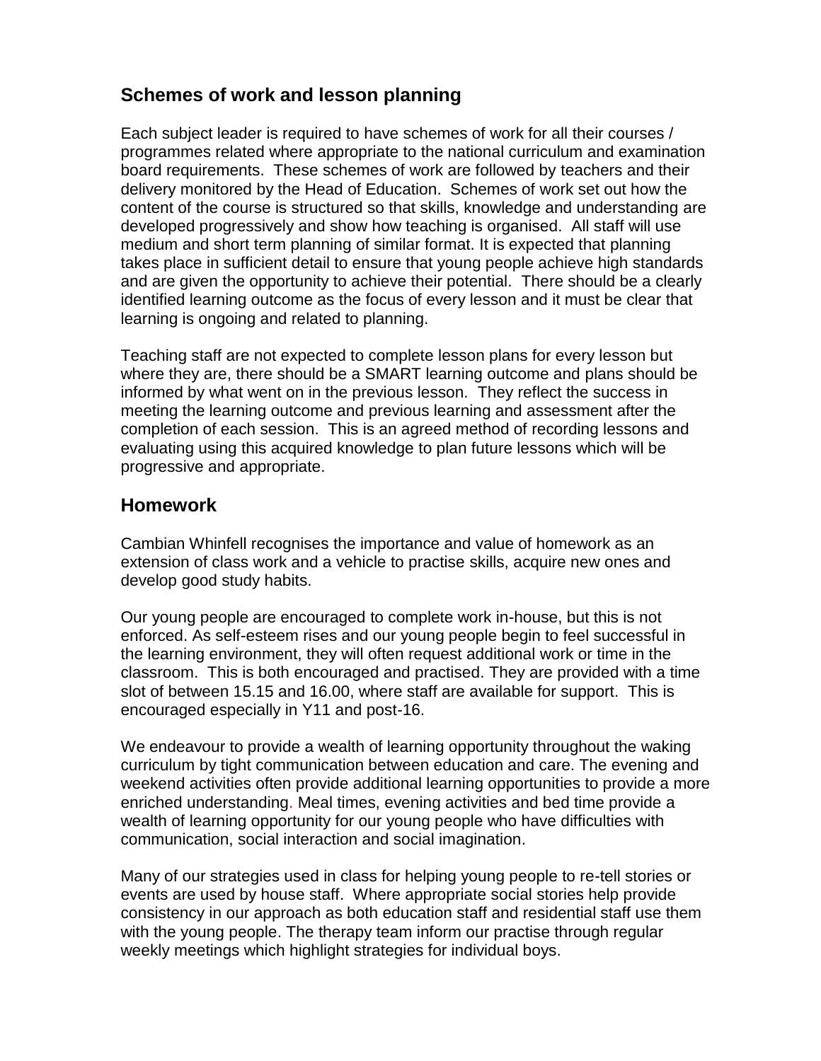## Schemes of work and lesson planning

Each subject leader is required to have schemes of work for all their courses / programmes related where appropriate to the national curriculum and examination board requirements. These schemes of work are followed by teachers and their delivery monitored by the Head of Education. Schemes of work set out how the content of the course is structured so that skills, knowledge and understanding are developed progressively and show how teaching is organised. All staff will use medium and short term planning of similar format. It is expected that planning takes place in sufficient detail to ensure that young people achieve high standards and are given the opportunity to achieve their potential. There should be a clearly identified learning outcome as the focus of every lesson and it must be clear that learning is ongoing and related to planning.

Teaching staff are not expected to complete lesson plans for every lesson but where they are, there should be a SMART learning outcome and plans should be informed by what went on in the previous lesson. They reflect the success in meeting the learning outcome and previous learning and assessment after the completion of each session. This is an agreed method of recording lessons and evaluating using this acquired knowledge to plan future lessons which will be progressive and appropriate.

## Homework

Cambian Whinfell recognises the importance and value of homework as an extension of class work and a vehicle to practise skills, acquire new ones and develop good study habits.

Our young people are encouraged to complete work in-house, but this is not enforced. As self-esteem rises and our young people begin to feel successful in the learning environment, they will often request additional work or time in the classroom. This is both encouraged and practised. They are provided with a time slot of between 15.15 and 16.00, where staff are available for support. This is encouraged especially in Y11 and post-16.

We endeavour to provide a wealth of learning opportunity throughout the waking curriculum by tight communication between education and care. The evening and weekend activities often provide additional learning opportunities to provide a more enriched understanding. Meal times, evening activities and bed time provide a wealth of learning opportunity for our young people who have difficulties with communication, social interaction and social imagination.

Many of our strategies used in class for helping young people to re-tell stories or events are used by house staff. Where appropriate social stories help provide consistency in our approach as both education staff and residential staff use them with the young people. The therapy team inform our practise through regular weekly meetings which highlight strategies for individual boys.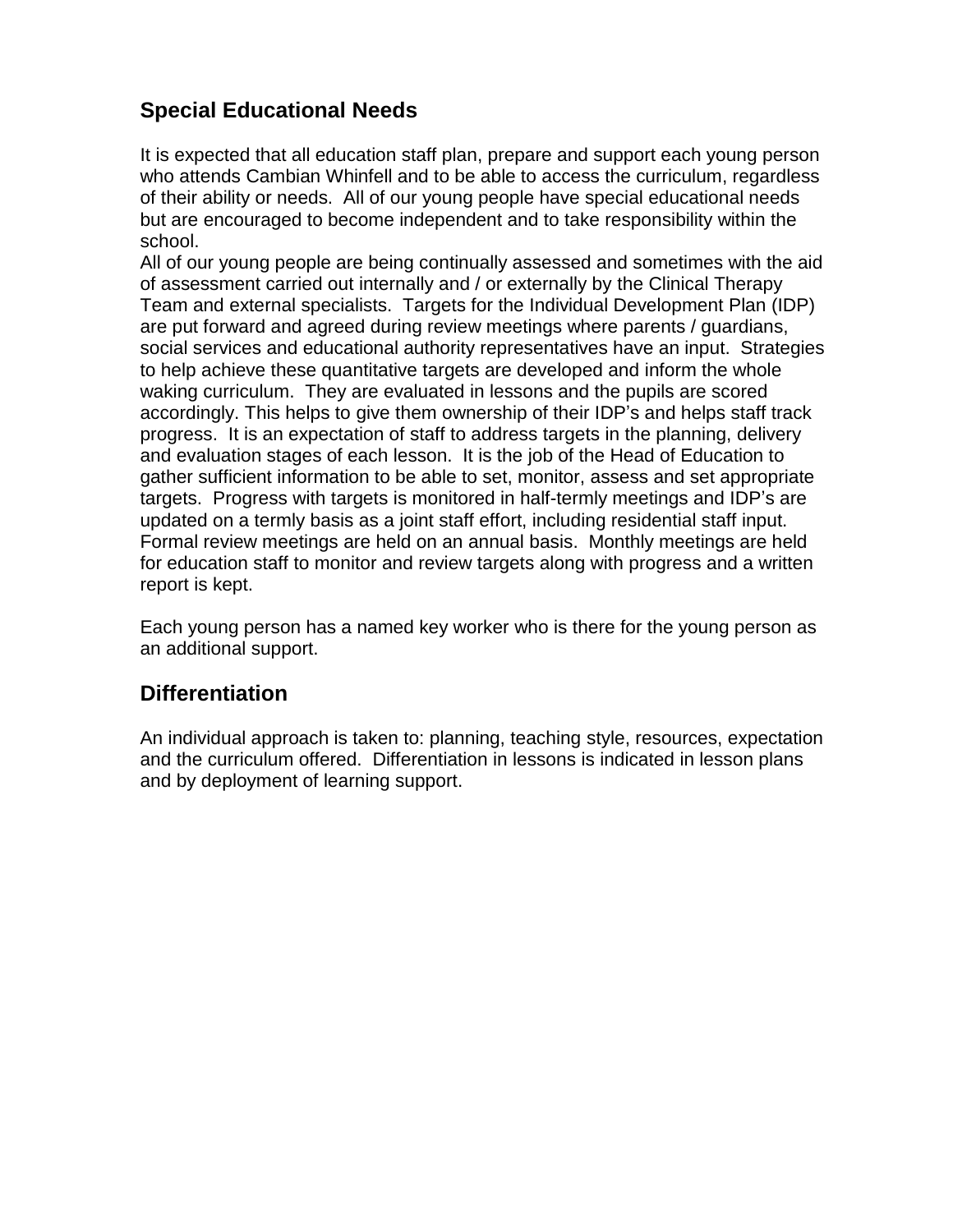## Special Educational Needs

It is expected that all education staff plan, prepare and support each young person who attends Cambian Whinfell and to be able to access the curriculum, regardless of their ability or needs. All of our young people have special educational needs but are encouraged to become independent and to take responsibility within the school.
All of our young people are being continually assessed and sometimes with the aid of assessment carried out internally and / or externally by the Clinical Therapy Team and external specialists. Targets for the Individual Development Plan (IDP) are put forward and agreed during review meetings where parents / guardians, social services and educational authority representatives have an input. Strategies to help achieve these quantitative targets are developed and inform the whole waking curriculum. They are evaluated in lessons and the pupils are scored accordingly. This helps to give them ownership of their IDP's and helps staff track progress. It is an expectation of staff to address targets in the planning, delivery and evaluation stages of each lesson. It is the job of the Head of Education to gather sufficient information to be able to set, monitor, assess and set appropriate targets. Progress with targets is monitored in half-termly meetings and IDP's are updated on a termly basis as a joint staff effort, including residential staff input. Formal review meetings are held on an annual basis. Monthly meetings are held for education staff to monitor and review targets along with progress and a written report is kept.

Each young person has a named key worker who is there for the young person as an additional support.

## Differentiation

An individual approach is taken to: planning, teaching style, resources, expectation and the curriculum offered. Differentiation in lessons is indicated in lesson plans and by deployment of learning support.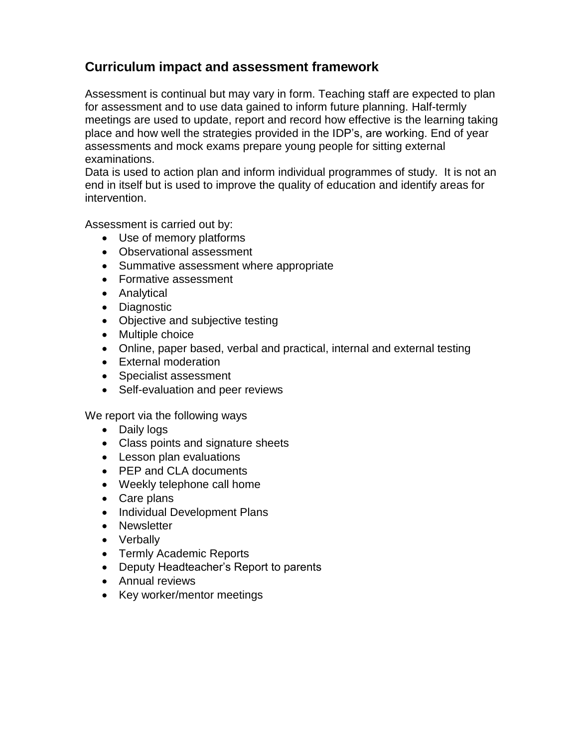## Curriculum impact and assessment framework

Assessment is continual but may vary in form. Teaching staff are expected to plan for assessment and to use data gained to inform future planning. Half-termly meetings are used to update, report and record how effective is the learning taking place and how well the strategies provided in the IDP's, are working. End of year assessments and mock exams prepare young people for sitting external examinations.
Data is used to action plan and inform individual programmes of study. It is not an end in itself but is used to improve the quality of education and identify areas for intervention.

Assessment is carried out by:

- Use of memory platforms
- Observational assessment
- Summative assessment where appropriate
- Formative assessment
- Analytical
- Diagnostic
- Objective and subjective testing
- Multiple choice
- Online, paper based, verbal and practical, internal and external testing
- External moderation
- Specialist assessment
- Self-evaluation and peer reviews

We report via the following ways

- Daily logs
- Class points and signature sheets
- Lesson plan evaluations
- PEP and CLA documents
- Weekly telephone call home
- Care plans
- Individual Development Plans
- Newsletter
- Verbally
- Termly Academic Reports
- Deputy Headteacher's Report to parents
- Annual reviews
- Key worker/mentor meetings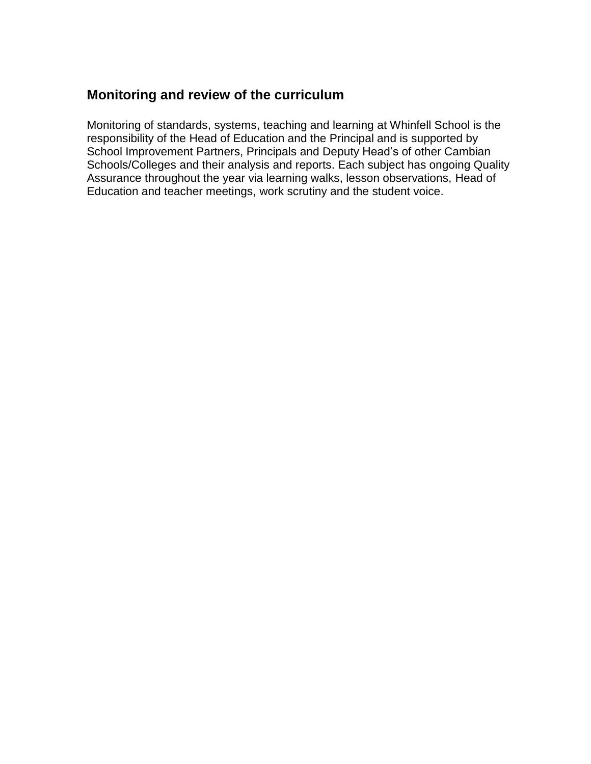## Monitoring and review of the curriculum

Monitoring of standards, systems, teaching and learning at Whinfell School is the responsibility of the Head of Education and the Principal and is supported by School Improvement Partners, Principals and Deputy Head's of other Cambian Schools/Colleges and their analysis and reports. Each subject has ongoing Quality Assurance throughout the year via learning walks, lesson observations, Head of Education and teacher meetings, work scrutiny and the student voice.